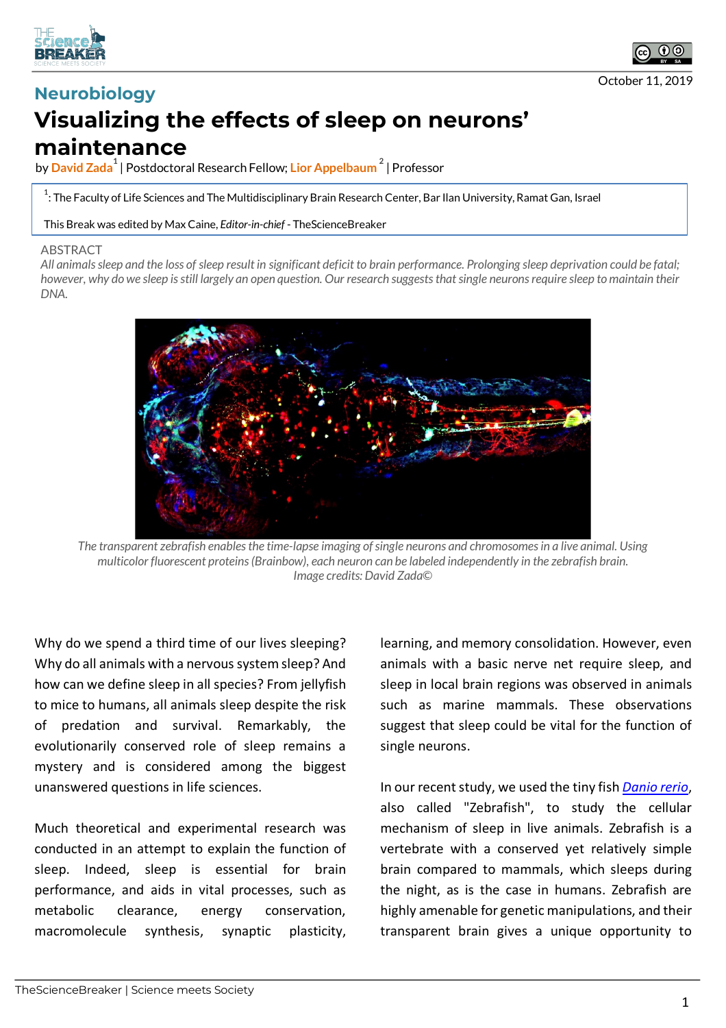Neurobiology

# Visualizing the effects of sleep on neurons' maintenance

by **David Zada**[1] | Postdoctoral Research Fellow; **Lior Appelbaum**[2] | Professor

[1]: The Faculty of Life Sciences and The Multidisciplinary Brain Research Center, Bar Ilan University, Ramat Gan, Israel

This Break was edited by Max Caine, *Editor-in-chief* - TheScienceBreaker

October 11, 2019

ABSTRACT

*All animals sleep and the loss of sleep result in significant deficit to brain performance. Prolonging sleep deprivation could be fatal; however, why do we sleep is still largely an open question. Our research suggests that single neurons require sleep to maintain their DNA.*

*The transparent zebrafish enables the time-lapse imaging of single neurons and chromosomes in a live animal. Using multicolor fluorescent proteins (Brainbow), each neuron can be labeled independently in the zebrafish brain. Image credits: David Zada©*

Why do we spend a third time of our lives sleeping? Why do all animals with a nervous system sleep? And how can we define sleep in all species? From jellyfish to mice to humans, all animals sleep despite the risk of predation and survival. Remarkably, the evolutionarily conserved role of sleep remains a mystery and is considered among the biggest unanswered questions in life sciences.

Much theoretical and experimental research was conducted in an attempt to explain the function of sleep. Indeed, sleep is essential for brain performance, and aids in vital processes, such as metabolic clearance, energy conservation, macromolecule synthesis, synaptic plasticity, learning, and memory consolidation. However, even animals with a basic nerve net require sleep, and sleep in local brain regions was observed in animals such as marine mammals. These observations suggest that sleep could be vital for the function of single neurons.

In our recent study, we used the tiny fish *Danio rerio*, also called "Zebrafish", to study the cellular mechanism of sleep in live animals. Zebrafish is a vertebrate with a conserved yet relatively simple brain compared to mammals, which sleeps during the night, as is the case in humans. Zebrafish are highly amenable for genetic manipulations, and their transparent brain gives a unique opportunity to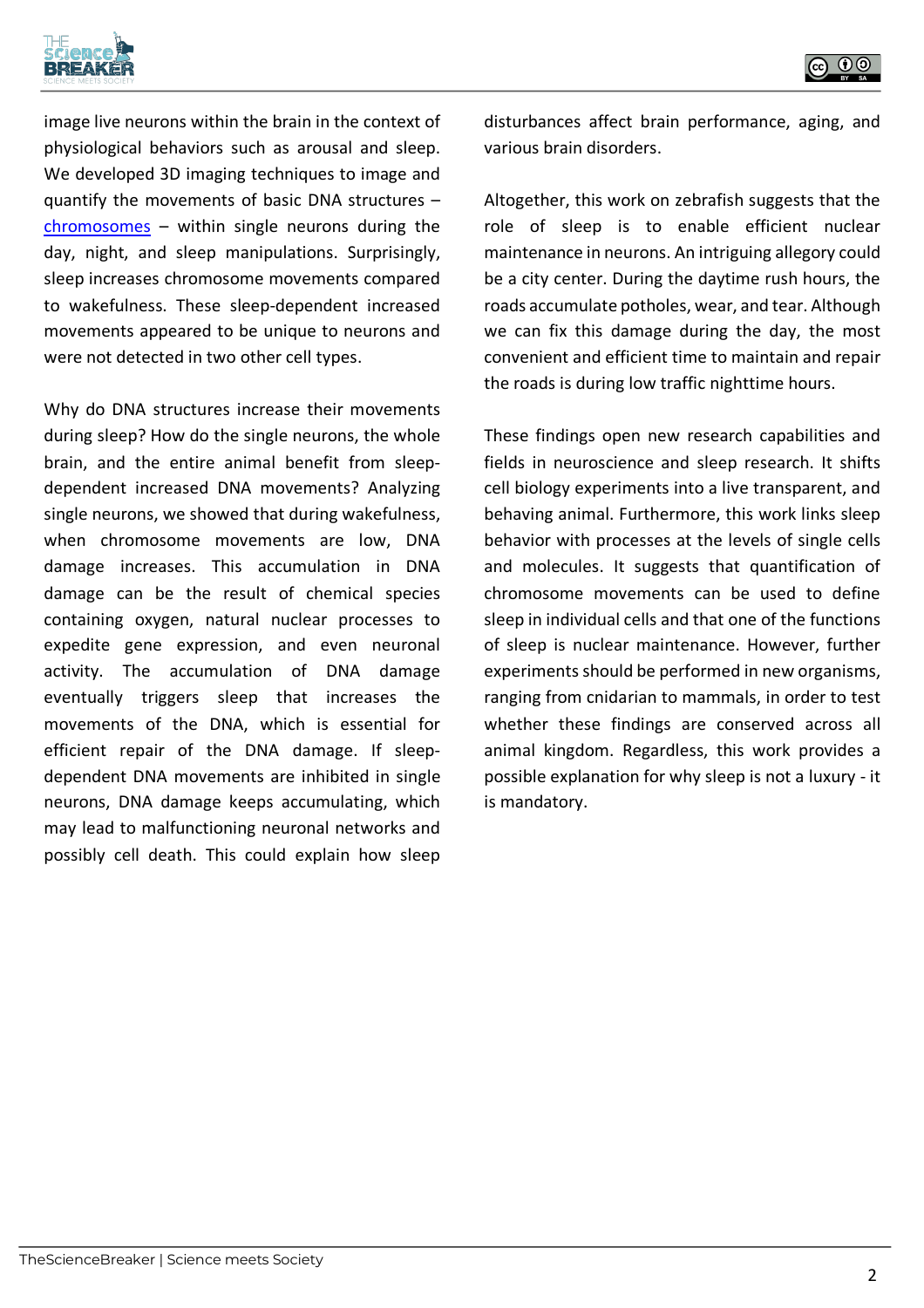image live neurons within the brain in the context of physiological behaviors such as arousal and sleep. We developed 3D imaging techniques to image and quantify the movements of basic DNA structures – chromosomes – within single neurons during the day, night, and sleep manipulations. Surprisingly, sleep increases chromosome movements compared to wakefulness. These sleep-dependent increased movements appeared to be unique to neurons and were not detected in two other cell types.

Why do DNA structures increase their movements during sleep? How do the single neurons, the whole brain, and the entire animal benefit from sleep-dependent increased DNA movements? Analyzing single neurons, we showed that during wakefulness, when chromosome movements are low, DNA damage increases. This accumulation in DNA damage can be the result of chemical species containing oxygen, natural nuclear processes to expedite gene expression, and even neuronal activity. The accumulation of DNA damage eventually triggers sleep that increases the movements of the DNA, which is essential for efficient repair of the DNA damage. If sleep-dependent DNA movements are inhibited in single neurons, DNA damage keeps accumulating, which may lead to malfunctioning neuronal networks and possibly cell death. This could explain how sleep disturbances affect brain performance, aging, and various brain disorders.

Altogether, this work on zebrafish suggests that the role of sleep is to enable efficient nuclear maintenance in neurons. An intriguing allegory could be a city center. During the daytime rush hours, the roads accumulate potholes, wear, and tear. Although we can fix this damage during the day, the most convenient and efficient time to maintain and repair the roads is during low traffic nighttime hours.

These findings open new research capabilities and fields in neuroscience and sleep research. It shifts cell biology experiments into a live transparent, and behaving animal. Furthermore, this work links sleep behavior with processes at the levels of single cells and molecules. It suggests that quantification of chromosome movements can be used to define sleep in individual cells and that one of the functions of sleep is nuclear maintenance. However, further experiments should be performed in new organisms, ranging from cnidarian to mammals, in order to test whether these findings are conserved across all animal kingdom. Regardless, this work provides a possible explanation for why sleep is not a luxury - it is mandatory.